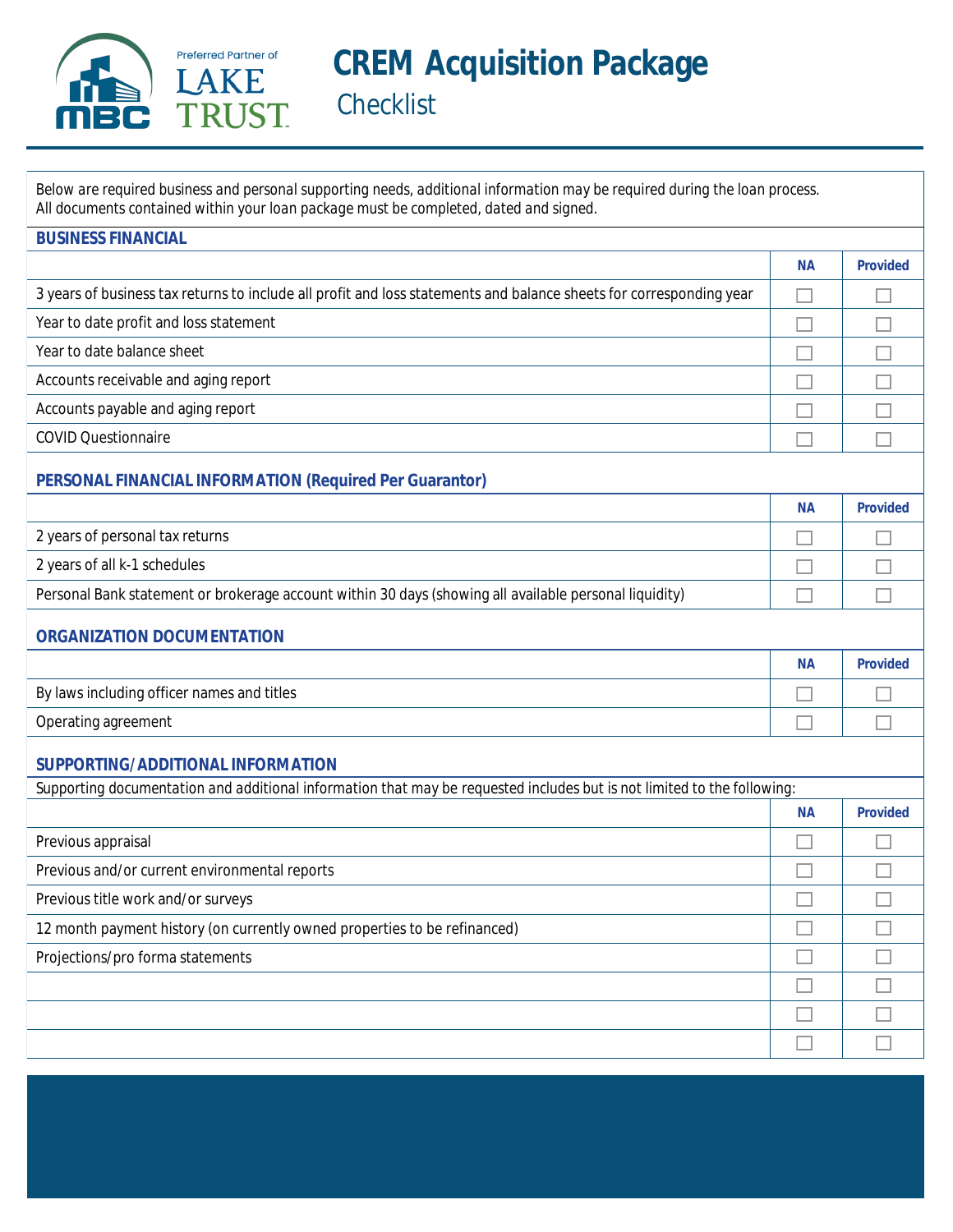Preferred Partner of LAKE TRUST

# CREM Acquisition Package

## Checklist

Below are required business and personal supporting needs, additional information may be required during the loan process.
All documents contained within your loan package must be completed, dated and signed.

### BUSINESS FINANCIAL

| | NA | Provided |
|---|---|---|
| 3 years of business tax returns to include all profit and loss statements and balance sheets for corresponding year | ☐ | ☐ |
| Year to date profit and loss statement | ☐ | ☐ |
| Year to date balance sheet | ☐ | ☐ |
| Accounts receivable and aging report | ☐ | ☐ |
| Accounts payable and aging report | ☐ | ☐ |
| COVID Questionnaire | ☐ | ☐ |

### PERSONAL FINANCIAL INFORMATION (Required Per Guarantor)

| | NA | Provided |
|---|---|---|
| 2 years of personal tax returns | ☐ | ☐ |
| 2 years of all k-1 schedules | ☐ | ☐ |
| Personal Bank statement or brokerage account within 30 days (showing all available personal liquidity) | ☐ | ☐ |

### ORGANIZATION DOCUMENTATION

| | NA | Provided |
|---|---|---|
| By laws including officer names and titles | ☐ | ☐ |
| Operating agreement | ☐ | ☐ |

### SUPPORTING/ADDITIONAL INFORMATION

Supporting documentation and additional information that may be requested includes but is not limited to the following:

| | NA | Provided |
|---|---|---|
| Previous appraisal | ☐ | ☐ |
| Previous and/or current environmental reports | ☐ | ☐ |
| Previous title work and/or surveys | ☐ | ☐ |
| 12 month payment history (on currently owned properties to be refinanced) | ☐ | ☐ |
| Projections/pro forma statements | ☐ | ☐ |
| | ☐ | ☐ |
| | ☐ | ☐ |
| | ☐ | ☐ |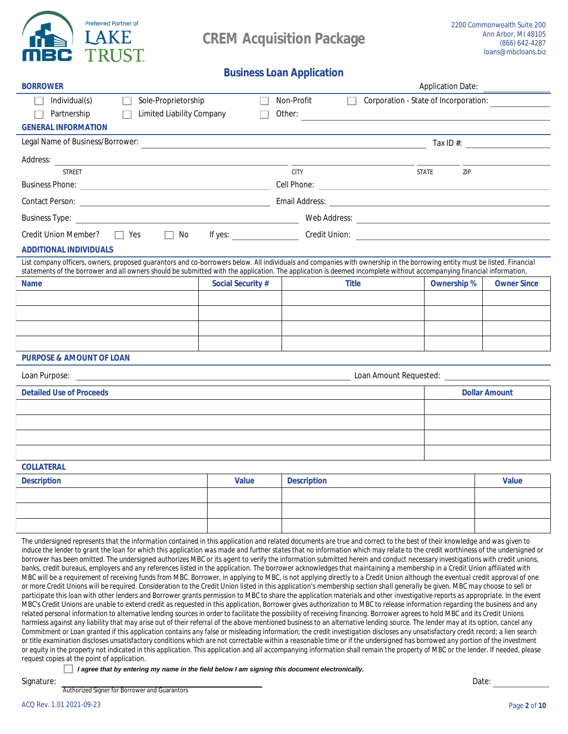Preferred Partner of LAKE TRUST

MBC

# CREM Acquisition Package

2200 Commonwealth Suite 200
Ann Arbor, MI 48105
(866) 642-4287
loans@mbcloans.biz

## Business Loan Application

### BORROWER

Application Date: ______________

☐ Individual(s) ☐ Sole-Proprietorship ☐ Non-Profit ☐ Corporation - State of Incorporation: __________

☐ Partnership ☐ Limited Liability Company ☐ Other: ______________

### GENERAL INFORMATION

Legal Name of Business/Borrower: ______________ Tax ID #: ______________

Address: ______________ ______________ ______ ______
STREET CITY STATE ZIP

Business Phone: ______________ Cell Phone: ______________

Contact Person: ______________ Email Address: ______________

Business Type: ______________ Web Address: ______________

Credit Union Member? ☐ Yes ☐ No If yes: ______________ Credit Union: ______________

### ADDITIONAL INDIVIDUALS

List company officers, owners, proposed guarantors and co-borrowers below. All individuals and companies with ownership in the borrowing entity must be listed. Financial statements of the borrower and all owners should be submitted with the application. The application is deemed incomplete without accompanying financial information,

| Name | Social Security # | Title | Ownership % | Owner Since |
|---|---|---|---|---|
| | | | | |
| | | | | |
| | | | | |
| | | | | |

### PURPOSE & AMOUNT OF LOAN

Loan Purpose: ______________ Loan Amount Requested: ______________

| Detailed Use of Proceeds | Dollar Amount |
|---|---|
| | |
| | |
| | |
| | |

### COLLATERAL

| Description | Value | Description | Value |
|---|---|---|---|
| | | | |
| | | | |
| | | | |

The undersigned represents that the information contained in this application and related documents are true and correct to the best of their knowledge and was given to induce the lender to grant the loan for which this application was made and further states that no information which may relate to the credit worthiness of the undersigned or borrower has been omitted. The undersigned authorizes MBC or its agent to verify the information submitted herein and conduct necessary investigations with credit unions, banks, credit bureaus, employers and any references listed in the application. The borrower acknowledges that maintaining a membership in a Credit Union affiliated with MBC will be a requirement of receiving funds from MBC. Borrower, in applying to MBC, is not applying directly to a Credit Union although the eventual credit approval of one or more Credit Unions will be required. Consideration to the Credit Union listed in this application's membership section shall generally be given. MBC may choose to sell or participate this loan with other lenders and Borrower grants permission to MBC to share the application materials and other investigative reports as appropriate. In the event MBC's Credit Unions are unable to extend credit as requested in this application, Borrower gives authorization to MBC to release information regarding the business and any related personal information to alternative lending sources in order to facilitate the possibility of receiving financing. Borrower agrees to hold MBC and its Credit Unions harmless against any liability that may arise out of their referral of the above mentioned business to an alternative lending source. The lender may at its option, cancel any Commitment or Loan granted if this application contains any false or misleading information; the credit investigation discloses any unsatisfactory credit record; a lien search or title examination discloses unsatisfactory conditions which are not correctable within a reasonable time or if the undersigned has borrowed any portion of the investment or equity in the property not indicated in this application. This application and all accompanying information shall remain the property of MBC or the lender. If needed, please request copies at the point of application.

☐ ***I agree that by entering my name in the field below I am signing this document electronically.***

Signature: ______________________________ Date: ______________
Authorized Signer for Borrower and Guarantors

ACQ Rev. 1.01 2021-09-23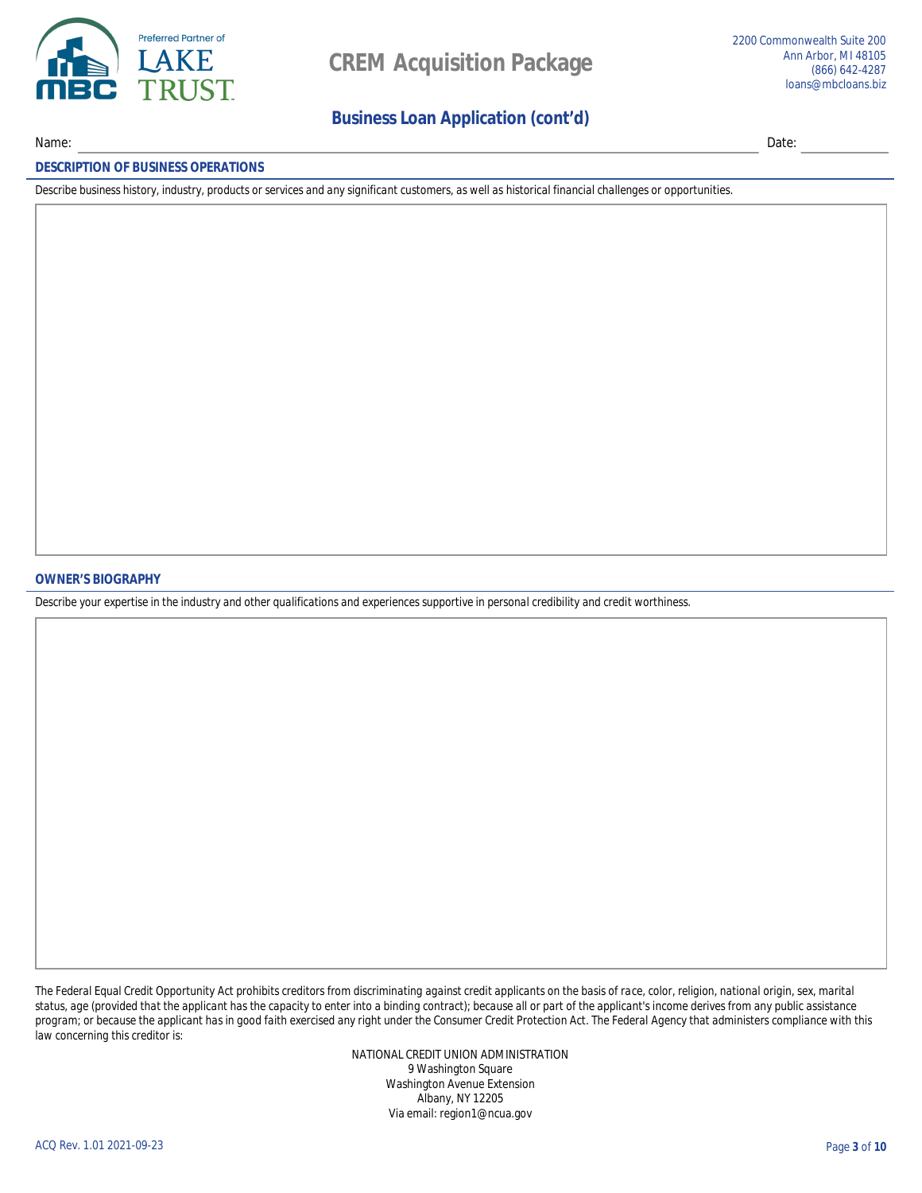# CREM Acquisition Package

2200 Commonwealth Suite 200
Ann Arbor, MI 48105
(866) 642-4287
loans@mbcloans.biz

## Business Loan Application (cont'd)

Name: ______________________________ Date: __________

### DESCRIPTION OF BUSINESS OPERATIONS

*Describe business history, industry, products or services and any significant customers, as well as historical financial challenges or opportunities.*

### OWNER'S BIOGRAPHY

*Describe your expertise in the industry and other qualifications and experiences supportive in personal credibility and credit worthiness.*

The Federal Equal Credit Opportunity Act prohibits creditors from discriminating against credit applicants on the basis of race, color, religion, national origin, sex, marital status, age (provided that the applicant has the capacity to enter into a binding contract); because all or part of the applicant's income derives from any public assistance program; or because the applicant has in good faith exercised any right under the Consumer Credit Protection Act. The Federal Agency that administers compliance with this law concerning this creditor is:

NATIONAL CREDIT UNION ADMINISTRATION
9 Washington Square
Washington Avenue Extension
Albany, NY 12205
Via email: region1@ncua.gov

ACQ Rev. 1.01 2021-09-23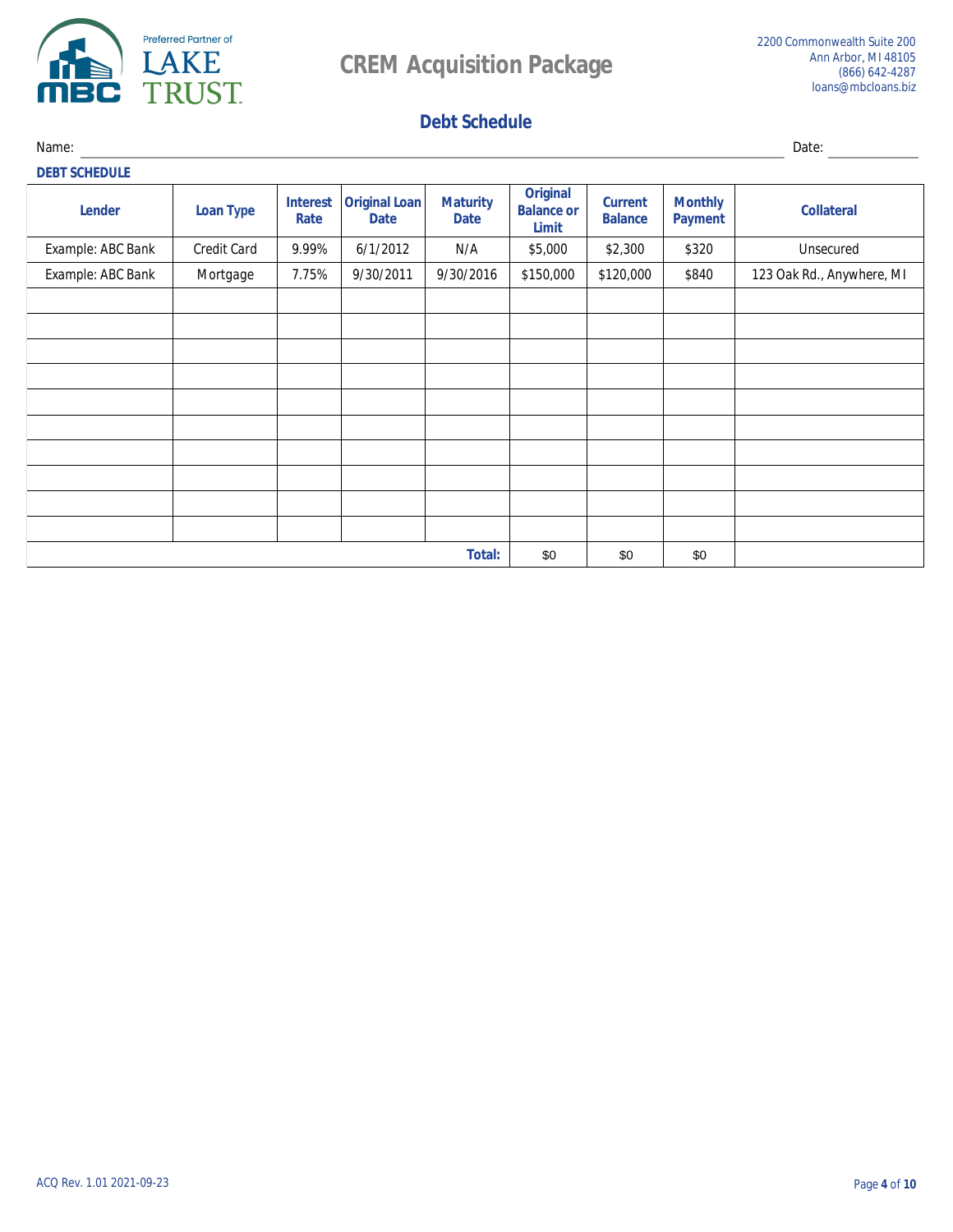Preferred Partner of LAKE TRUST

# CREM Acquisition Package

2200 Commonwealth Suite 200
Ann Arbor, MI 48105
(866) 642-4287
loans@mbcloans.biz

## Debt Schedule

Name: ______________________ Date: __________

**DEBT SCHEDULE**

| Lender | Loan Type | Interest Rate | Original Loan Date | Maturity Date | Original Balance or Limit | Current Balance | Monthly Payment | Collateral |
|---|---|---|---|---|---|---|---|---|
| Example: ABC Bank | Credit Card | 9.99% | 6/1/2012 | N/A | $5,000 | $2,300 | $320 | Unsecured |
| Example: ABC Bank | Mortgage | 7.75% | 9/30/2011 | 9/30/2016 | $150,000 | $120,000 | $840 | 123 Oak Rd., Anywhere, MI |
| | | | | | | | | |
| | | | | | | | | |
| | | | | | | | | |
| | | | | | | | | |
| | | | | | | | | |
| | | | | | | | | |
| | | | | | | | | |
| | | | | | | | | |
| | | | | | | | | |
| | | | | | | | | |
| | | | | **Total:** | $0 | $0 | $0 | |

ACQ Rev. 1.01 2021-09-23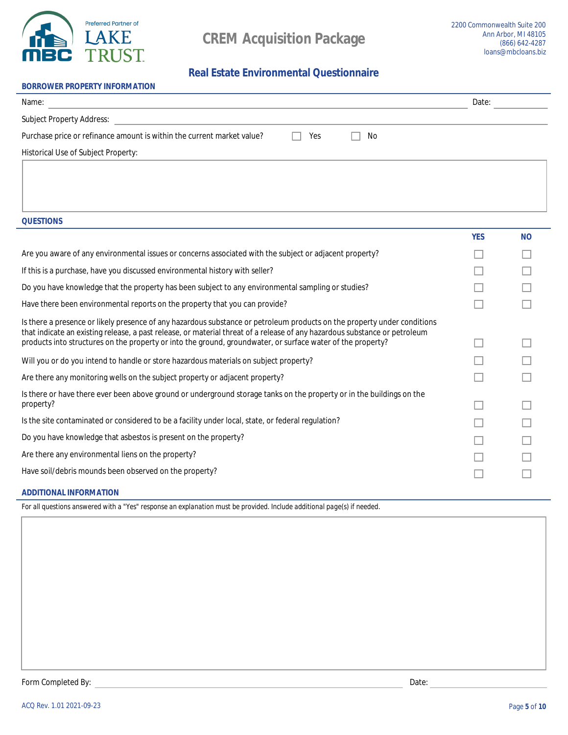**CREM Acquisition Package**

2200 Commonwealth Suite 200
Ann Arbor, MI 48105
(866) 642-4287
loans@mbcloans.biz

## Real Estate Environmental Questionnaire

### BORROWER PROPERTY INFORMATION

Name: ______________________________ Date: __________

Subject Property Address: ______________________________

Purchase price or refinance amount is within the current market value? ☐ Yes ☐ No

Historical Use of Subject Property:

### QUESTIONS

| | YES | NO |
|---|---|---|
| Are you aware of any environmental issues or concerns associated with the subject or adjacent property? | ☐ | ☐ |
| If this is a purchase, have you discussed environmental history with seller? | ☐ | ☐ |
| Do you have knowledge that the property has been subject to any environmental sampling or studies? | ☐ | ☐ |
| Have there been environmental reports on the property that you can provide? | ☐ | ☐ |
| Is there a presence or likely presence of any hazardous substance or petroleum products on the property under conditions that indicate an existing release, a past release, or material threat of a release of any hazardous substance or petroleum products into structures on the property or into the ground, groundwater, or surface water of the property? | ☐ | ☐ |
| Will you or do you intend to handle or store hazardous materials on subject property? | ☐ | ☐ |
| Are there any monitoring wells on the subject property or adjacent property? | ☐ | ☐ |
| Is there or have there ever been above ground or underground storage tanks on the property or in the buildings on the property? | ☐ | ☐ |
| Is the site contaminated or considered to be a facility under local, state, or federal regulation? | ☐ | ☐ |
| Do you have knowledge that asbestos is present on the property? | ☐ | ☐ |
| Are there any environmental liens on the property? | ☐ | ☐ |
| Have soil/debris mounds been observed on the property? | ☐ | ☐ |

### ADDITIONAL INFORMATION

For all questions answered with a "Yes" response an explanation must be provided. Include additional page(s) if needed.

Form Completed By: ______________________________ Date: __________

ACQ Rev. 1.01 2021-09-23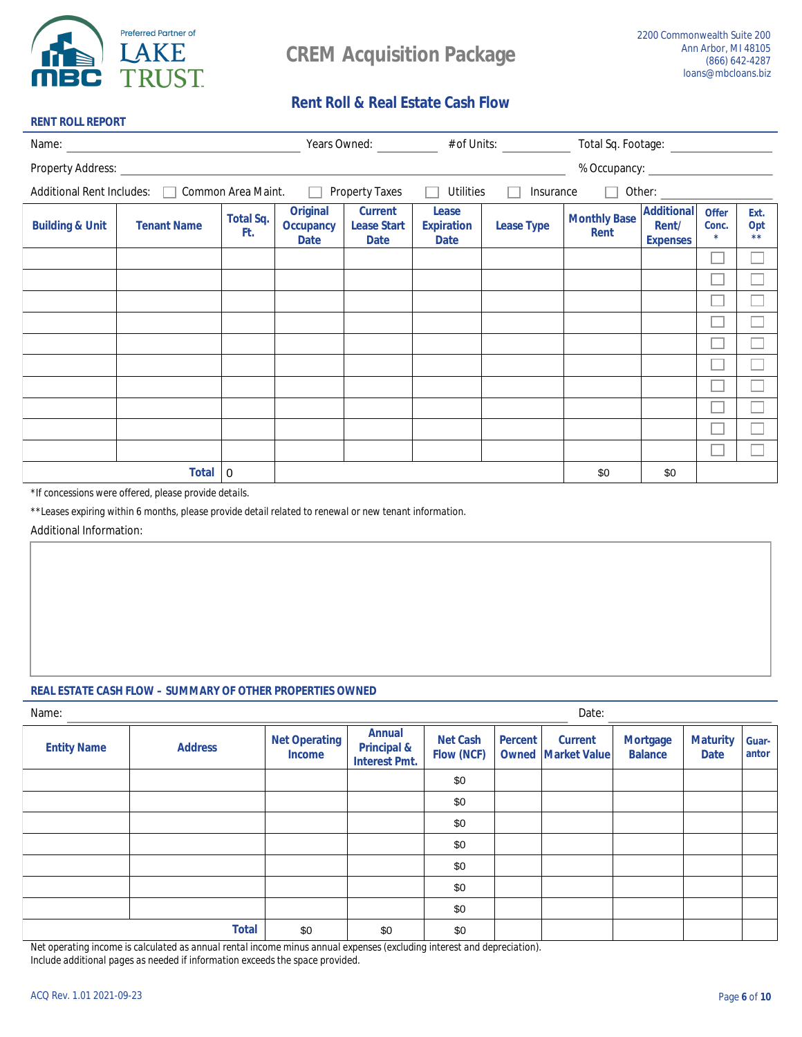Preferred Partner of LAKE TRUST

# CREM Acquisition Package

2200 Commonwealth Suite 200
Ann Arbor, MI 48105
(866) 642-4287
loans@mbcloans.biz

## Rent Roll & Real Estate Cash Flow

### RENT ROLL REPORT

Name: ____________________ Years Owned: ________ # of Units: ________ Total Sq. Footage: ____________

Property Address: ________________________________________ % Occupancy: ____________

Additional Rent Includes: ☐ Common Area Maint. ☐ Property Taxes ☐ Utilities ☐ Insurance ☐ Other: ____________

| Building & Unit | Tenant Name | Total Sq. Ft. | Original Occupancy Date | Current Lease Start Date | Lease Expiration Date | Lease Type | Monthly Base Rent | Additional Rent/ Expenses | Offer Conc. * | Ext. Opt ** |
|---|---|---|---|---|---|---|---|---|---|---|
| | | | | | | | | | ☐ | ☐ |
| | | | | | | | | | ☐ | ☐ |
| | | | | | | | | | ☐ | ☐ |
| | | | | | | | | | ☐ | ☐ |
| | | | | | | | | | ☐ | ☐ |
| | | | | | | | | | ☐ | ☐ |
| | | | | | | | | | ☐ | ☐ |
| | | | | | | | | | ☐ | ☐ |
| | | | | | | | | | ☐ | ☐ |
| | | | | | | | | | ☐ | ☐ |
| | **Total** | 0 | | | | | $0 | $0 | | |

*If concessions were offered, please provide details.

**Leases expiring within 6 months, please provide detail related to renewal or new tenant information.

Additional Information:

### REAL ESTATE CASH FLOW – SUMMARY OF OTHER PROPERTIES OWNED

Name: ________________________________________ Date: ____________

| Entity Name | Address | Net Operating Income | Annual Principal & Interest Pmt. | Net Cash Flow (NCF) | Percent Owned | Current Market Value | Mortgage Balance | Maturity Date | Guar-antor |
|---|---|---|---|---|---|---|---|---|---|
| | | | | $0 | | | | | |
| | | | | $0 | | | | | |
| | | | | $0 | | | | | |
| | | | | $0 | | | | | |
| | | | | $0 | | | | | |
| | | | | $0 | | | | | |
| | | | | $0 | | | | | |
| | **Total** | $0 | $0 | $0 | | | | | |

Net operating income is calculated as annual rental income minus annual expenses (excluding interest and depreciation).
Include additional pages as needed if information exceeds the space provided.

ACQ Rev. 1.01 2021-09-23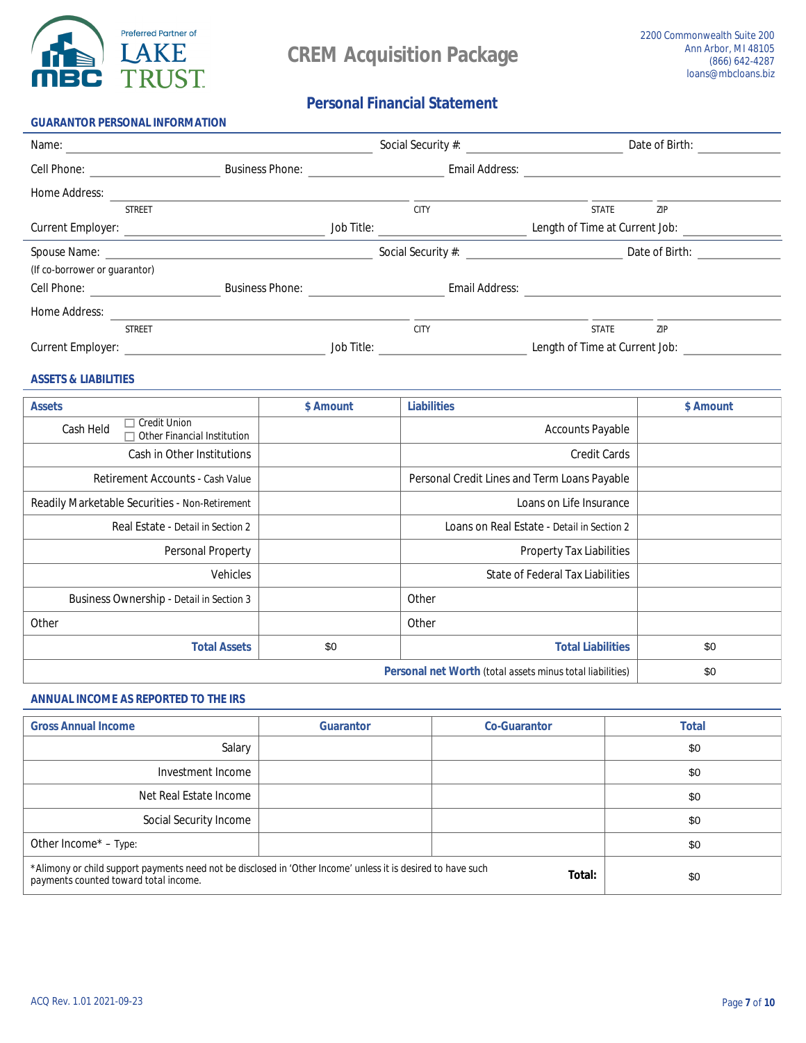Preferred Partner of LAKE TRUST

# CREM Acquisition Package

2200 Commonwealth Suite 200
Ann Arbor, MI 48105
(866) 642-4287
loans@mbcloans.biz

## Personal Financial Statement

### GUARANTOR PERSONAL INFORMATION

Name: ______________________ Social Security #: ______________________ Date of Birth: ______________

Cell Phone: ______________ Business Phone: ______________ Email Address: ______________________

Home Address: ______________________ ______________ ______ ______
STREET CITY STATE ZIP

Current Employer: ______________________ Job Title: ______________ Length of Time at Current Job: ______________

Spouse Name: ______________________ Social Security #: ______________________ Date of Birth: ______________
(If co-borrower or guarantor)

Cell Phone: ______________ Business Phone: ______________ Email Address: ______________________

Home Address: ______________________ ______________ ______ ______
STREET CITY STATE ZIP

Current Employer: ______________________ Job Title: ______________ Length of Time at Current Job: ______________

### ASSETS & LIABILITIES

| Assets | $ Amount | Liabilities | $ Amount |
|---|---|---|---|
| Cash Held ☐ Credit Union ☐ Other Financial Institution | | Accounts Payable | |
| Cash in Other Institutions | | Credit Cards | |
| Retirement Accounts - Cash Value | | Personal Credit Lines and Term Loans Payable | |
| Readily Marketable Securities - Non-Retirement | | Loans on Life Insurance | |
| Real Estate - Detail in Section 2 | | Loans on Real Estate - Detail in Section 2 | |
| Personal Property | | Property Tax Liabilities | |
| Vehicles | | State of Federal Tax Liabilities | |
| Business Ownership - Detail in Section 3 | | Other | |
| Other | | Other | |
| **Total Assets** | $0 | **Total Liabilities** | $0 |
| | | **Personal net Worth** (total assets minus total liabilities) | $0 |

### ANNUAL INCOME AS REPORTED TO THE IRS

| Gross Annual Income | Guarantor | Co-Guarantor | Total |
|---|---|---|---|
| Salary | | | $0 |
| Investment Income | | | $0 |
| Net Real Estate Income | | | $0 |
| Social Security Income | | | $0 |
| Other Income* – Type: | | | $0 |
| *Alimony or child support payments need not be disclosed in 'Other Income' unless it is desired to have such payments counted toward total income. | | **Total:** | $0 |

ACQ Rev. 1.01 2021-09-23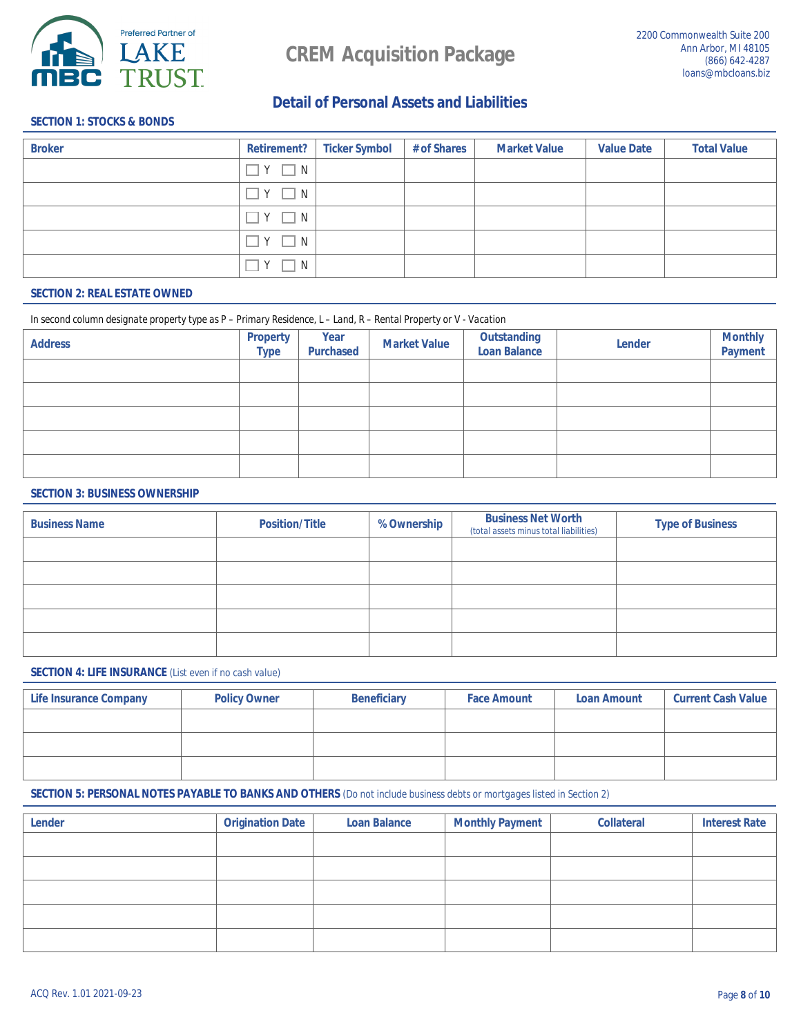Preferred Partner of LAKE TRUST

# CREM Acquisition Package

2200 Commonwealth Suite 200
Ann Arbor, MI 48105
(866) 642-4287
loans@mbcloans.biz

## Detail of Personal Assets and Liabilities

### SECTION 1: STOCKS & BONDS

| Broker | Retirement? | Ticker Symbol | # of Shares | Market Value | Value Date | Total Value |
|---|---|---|---|---|---|---|
| | ☐ Y ☐ N | | | | | |
| | ☐ Y ☐ N | | | | | |
| | ☐ Y ☐ N | | | | | |
| | ☐ Y ☐ N | | | | | |
| | ☐ Y ☐ N | | | | | |

### SECTION 2: REAL ESTATE OWNED

In second column designate property type as P – Primary Residence, L – Land, R – Rental Property or V - Vacation

| Address | Property Type | Year Purchased | Market Value | Outstanding Loan Balance | Lender | Monthly Payment |
|---|---|---|---|---|---|---|
| | | | | | | |
| | | | | | | |
| | | | | | | |
| | | | | | | |
| | | | | | | |

### SECTION 3: BUSINESS OWNERSHIP

| Business Name | Position/Title | % Ownership | Business Net Worth (total assets minus total liabilities) | Type of Business |
|---|---|---|---|---|
| | | | | |
| | | | | |
| | | | | |
| | | | | |
| | | | | |

### SECTION 4: LIFE INSURANCE (List even if no cash value)

| Life Insurance Company | Policy Owner | Beneficiary | Face Amount | Loan Amount | Current Cash Value |
|---|---|---|---|---|---|
| | | | | | |
| | | | | | |
| | | | | | |

### SECTION 5: PERSONAL NOTES PAYABLE TO BANKS AND OTHERS (Do not include business debts or mortgages listed in Section 2)

| Lender | Origination Date | Loan Balance | Monthly Payment | Collateral | Interest Rate |
|---|---|---|---|---|---|
| | | | | | |
| | | | | | |
| | | | | | |
| | | | | | |
| | | | | | |

ACQ Rev. 1.01 2021-09-23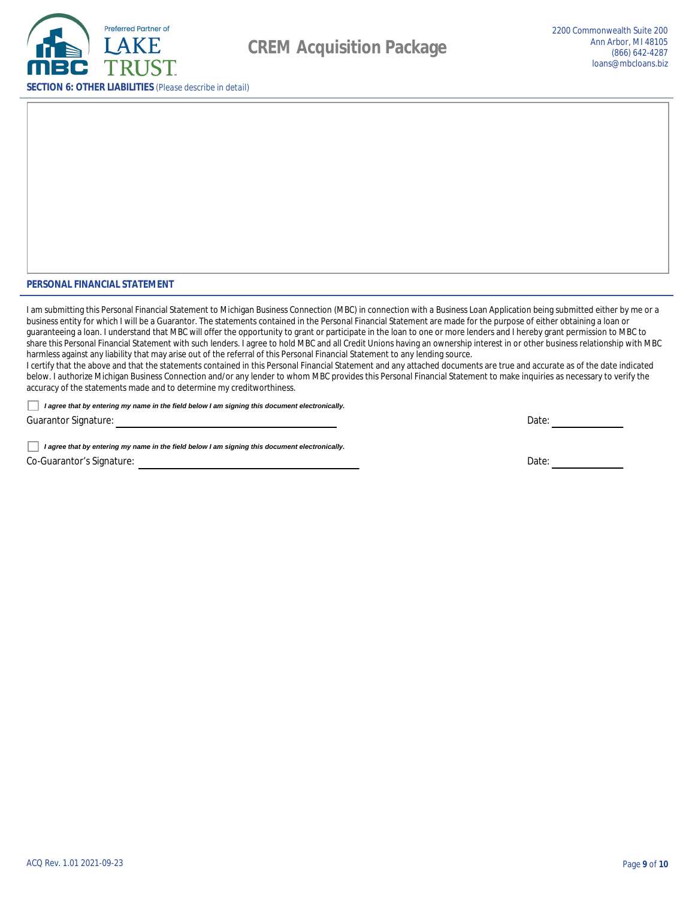## SECTION 6: OTHER LIABILITIES (Please describe in detail)

## PERSONAL FINANCIAL STATEMENT

I am submitting this Personal Financial Statement to Michigan Business Connection (MBC) in connection with a Business Loan Application being submitted either by me or a business entity for which I will be a Guarantor. The statements contained in the Personal Financial Statement are made for the purpose of either obtaining a loan or guaranteeing a loan. I understand that MBC will offer the opportunity to grant or participate in the loan to one or more lenders and I hereby grant permission to MBC to share this Personal Financial Statement with such lenders. I agree to hold MBC and all Credit Unions having an ownership interest in or other business relationship with MBC harmless against any liability that may arise out of the referral of this Personal Financial Statement to any lending source.
I certify that the above and that the statements contained in this Personal Financial Statement and any attached documents are true and accurate as of the date indicated below. I authorize Michigan Business Connection and/or any lender to whom MBC provides this Personal Financial Statement to make inquiries as necessary to verify the accuracy of the statements made and to determine my creditworthiness.

☐ ***I agree that by entering my name in the field below I am signing this document electronically.***

Guarantor Signature: ______________________ Date: __________

☐ ***I agree that by entering my name in the field below I am signing this document electronically.***

Co-Guarantor's Signature: ______________________ Date: __________

ACQ Rev. 1.01 2021-09-23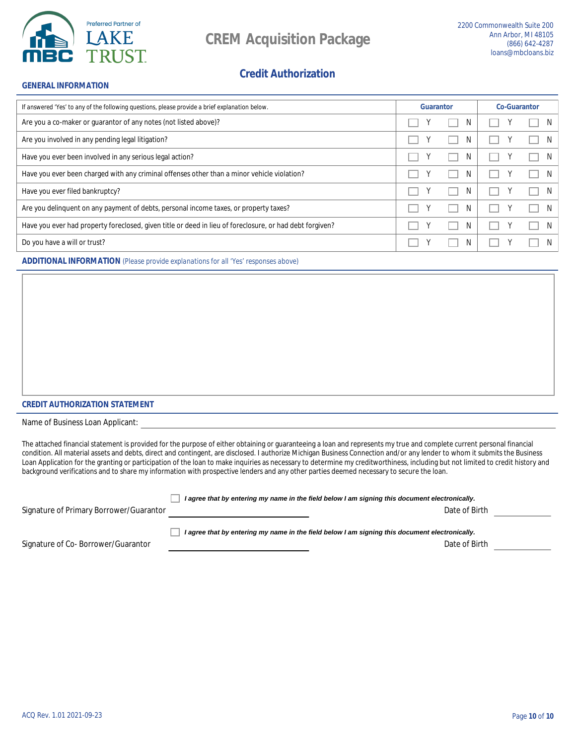Preferred Partner of LAKE TRUST

MBC

# CREM Acquisition Package

2200 Commonwealth Suite 200
Ann Arbor, MI 48105
(866) 642-4287
loans@mbcloans.biz

## Credit Authorization

### GENERAL INFORMATION

| If answered 'Yes' to any of the following questions, please provide a brief explanation below. | Guarantor | | Co-Guarantor | |
|---|---|---|---|---|
| Are you a co-maker or guarantor of any notes (not listed above)? | ☐ Y | ☐ N | ☐ Y | ☐ N |
| Are you involved in any pending legal litigation? | ☐ Y | ☐ N | ☐ Y | ☐ N |
| Have you ever been involved in any serious legal action? | ☐ Y | ☐ N | ☐ Y | ☐ N |
| Have you ever been charged with any criminal offenses other than a minor vehicle violation? | ☐ Y | ☐ N | ☐ Y | ☐ N |
| Have you ever filed bankruptcy? | ☐ Y | ☐ N | ☐ Y | ☐ N |
| Are you delinquent on any payment of debts, personal income taxes, or property taxes? | ☐ Y | ☐ N | ☐ Y | ☐ N |
| Have you ever had property foreclosed, given title or deed in lieu of foreclosure, or had debt forgiven? | ☐ Y | ☐ N | ☐ Y | ☐ N |
| Do you have a will or trust? | ☐ Y | ☐ N | ☐ Y | ☐ N |

### ADDITIONAL INFORMATION (Please provide explanations for all 'Yes' responses above)

### CREDIT AUTHORIZATION STATEMENT

Name of Business Loan Applicant: ______________________________

The attached financial statement is provided for the purpose of either obtaining or guaranteeing a loan and represents my true and complete current personal financial condition. All material assets and debts, direct and contingent, are disclosed. I authorize Michigan Business Connection and/or any lender to whom it submits the Business Loan Application for the granting or participation of the loan to make inquiries as necessary to determine my creditworthiness, including but not limited to credit history and background verifications and to share my information with prospective lenders and any other parties deemed necessary to secure the loan.

☐ ***I agree that by entering my name in the field below I am signing this document electronically.***

Signature of Primary Borrower/Guarantor ______________________ Date of Birth ____________

☐ ***I agree that by entering my name in the field below I am signing this document electronically.***

Signature of Co- Borrower/Guarantor ______________________ Date of Birth ____________

ACQ Rev. 1.01 2021-09-23